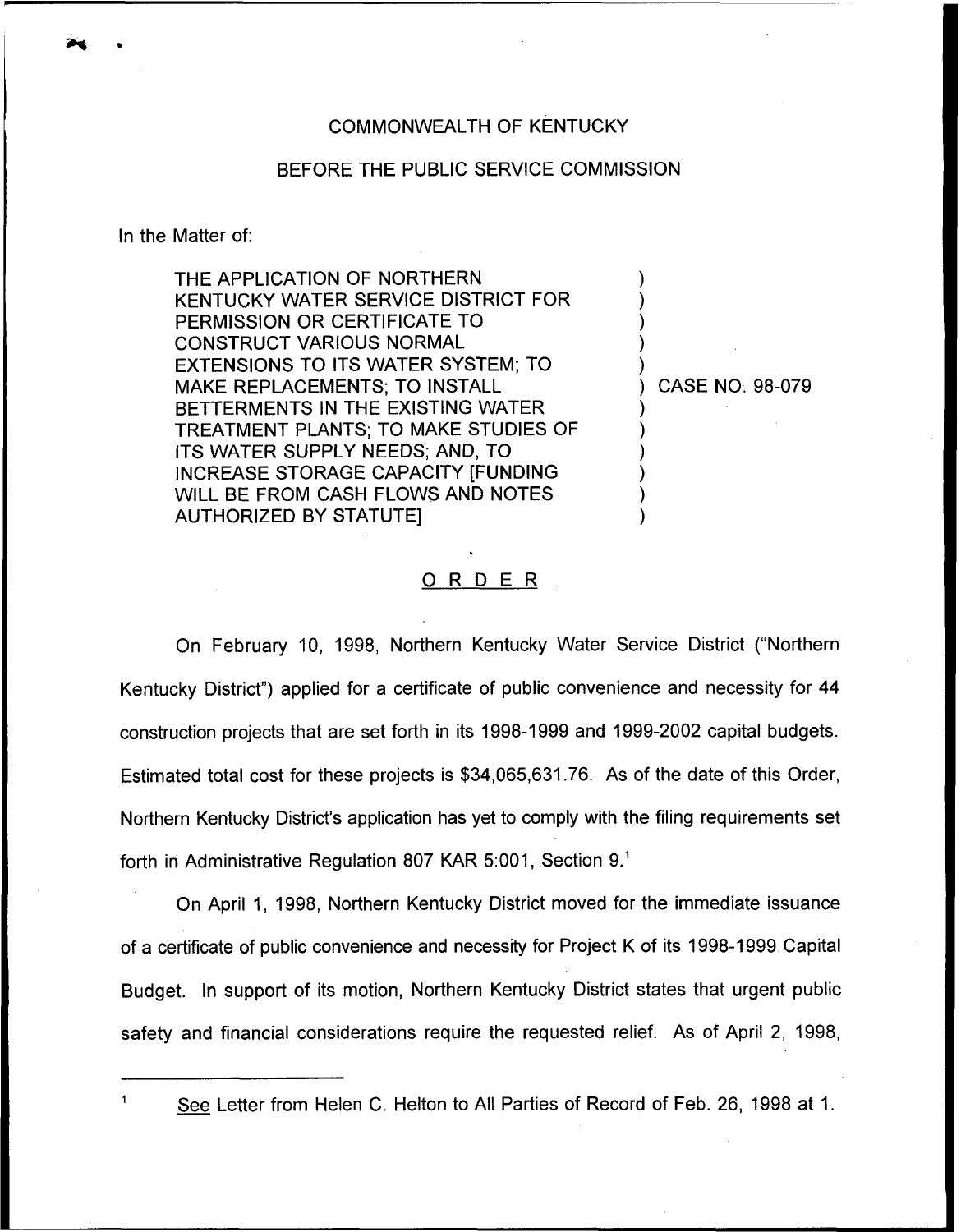COMMONWEALTH OF KENTUCKY

BEFORE THE PUBLIC SERVICE COMMISSION

In the Matter of:

THE APPLICATION OF NORTHERN KENTUCKY WATER SERVICE DISTRICT FOR PERMISSION OR CERTIFICATE TO CONSTRUCT VARIOUS NORMAL EXTENSIONS TO ITS WATER SYSTEM; TO MAKE REPLACEMENTS; TO INSTALL BETTERMENTS IN THE EXISTING WATER TREATMENT PLANTS; TO MAKE STUDIES OF ITS WATER SUPPLY NEEDS; AND, TO INCREASE STORAGE CAPACITY [FUNDING WILL BE FROM CASH FLOWS AND NOTES AUTHORIZED BY STATUTE] ) CASE NO. 98-079

## ORDER

On February 10, 1998, Northern Kentucky Water Service District ("Northern Kentucky District") applied for a certificate of public convenience and necessity for 44 construction projects that are set forth in its 1998-1999 and 1999-2002 capital budgets. Estimated total cost for these projects is $34,065,631.76. As of the date of this Order, Northern Kentucky District's application has yet to comply with the filing requirements set forth in Administrative Regulation 807 KAR 5:001, Section 9.[1]

On April 1, 1998, Northern Kentucky District moved for the immediate issuance of a certificate of public convenience and necessity for Project K of its 1998-1999 Capital Budget. In support of its motion, Northern Kentucky District states that urgent public safety and financial considerations require the requested relief. As of April 2, 1998,

[1] See Letter from Helen C. Helton to All Parties of Record of Feb. 26, 1998 at 1.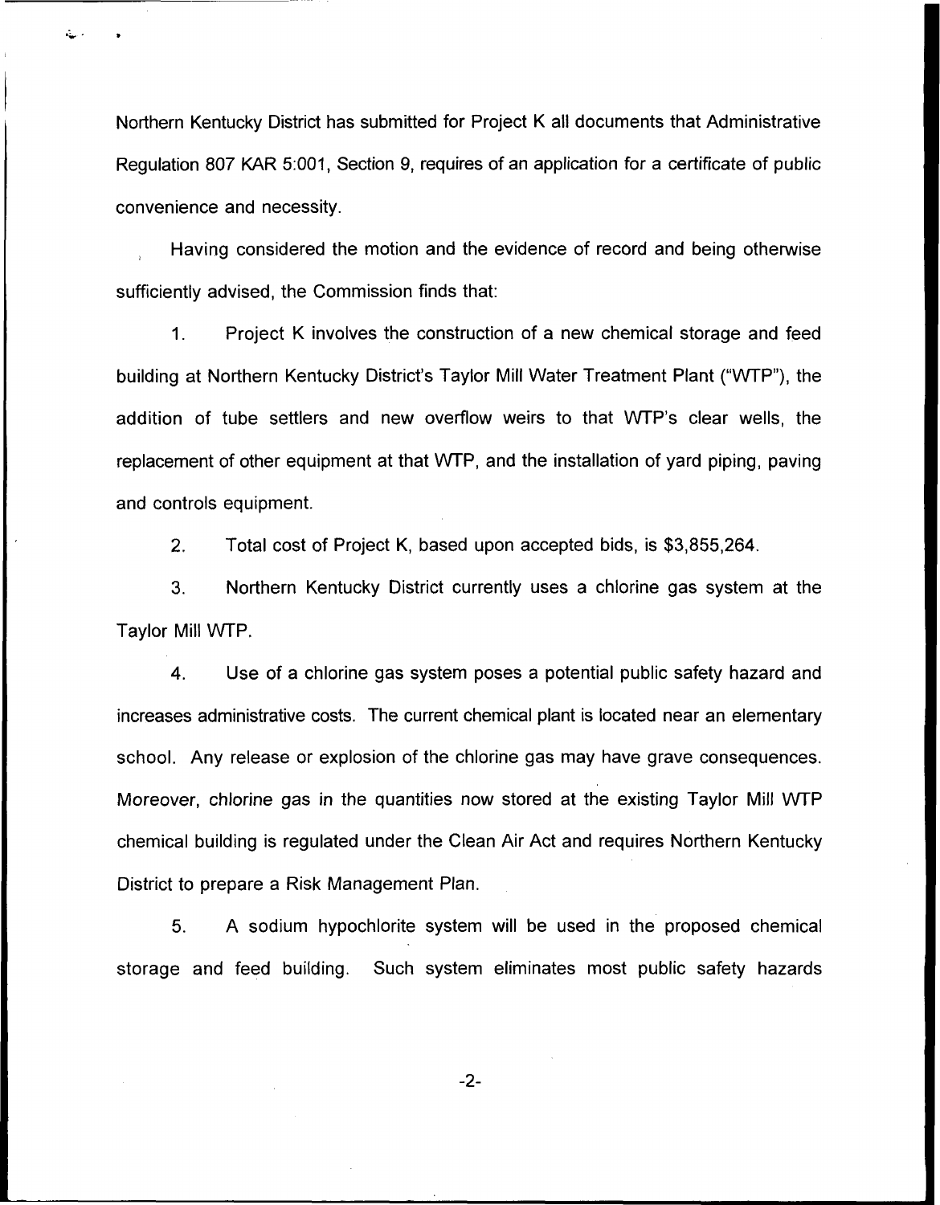Northern Kentucky District has submitted for Project K all documents that Administrative Regulation 807 KAR 5:001, Section 9, requires of an application for a certificate of public convenience and necessity.

Having considered the motion and the evidence of record and being otherwise sufficiently advised, the Commission finds that:

1. Project K involves the construction of a new chemical storage and feed building at Northern Kentucky District's Taylor Mill Water Treatment Plant ("WTP"), the addition of tube settlers and new overflow weirs to that WTP's clear wells, the replacement of other equipment at that WTP, and the installation of yard piping, paving and controls equipment.

2. Total cost of Project K, based upon accepted bids, is $3,855,264.

3. Northern Kentucky District currently uses a chlorine gas system at the Taylor Mill WTP.

4. Use of a chlorine gas system poses a potential public safety hazard and increases administrative costs. The current chemical plant is located near an elementary school. Any release or explosion of the chlorine gas may have grave consequences. Moreover, chlorine gas in the quantities now stored at the existing Taylor Mill WTP chemical building is regulated under the Clean Air Act and requires Northern Kentucky District to prepare a Risk Management Plan.

5. A sodium hypochlorite system will be used in the proposed chemical storage and feed building. Such system eliminates most public safety hazards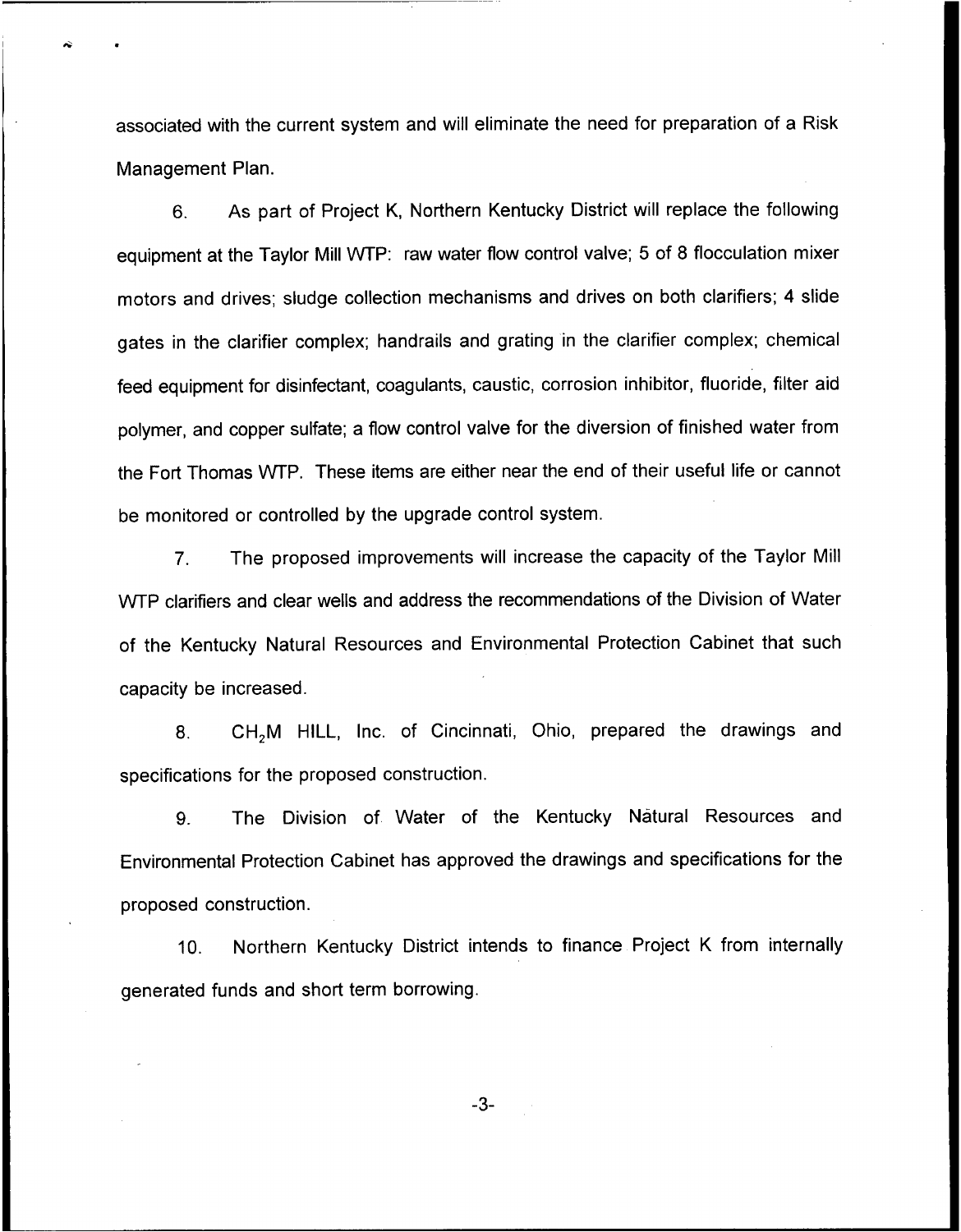associated with the current system and will eliminate the need for preparation of a Risk Management Plan.

6. As part of Project K, Northern Kentucky District will replace the following equipment at the Taylor Mill WTP: raw water flow control valve; 5 of 8 flocculation mixer motors and drives; sludge collection mechanisms and drives on both clarifiers; 4 slide gates in the clarifier complex; handrails and grating in the clarifier complex; chemical feed equipment for disinfectant, coagulants, caustic, corrosion inhibitor, fluoride, filter aid polymer, and copper sulfate; a flow control valve for the diversion of finished water from the Fort Thomas WTP. These items are either near the end of their useful life or cannot be monitored or controlled by the upgrade control system.

7. The proposed improvements will increase the capacity of the Taylor Mill WTP clarifiers and clear wells and address the recommendations of the Division of Water of the Kentucky Natural Resources and Environmental Protection Cabinet that such capacity be increased.

8. $CH_2M$ HILL, Inc. of Cincinnati, Ohio, prepared the drawings and specifications for the proposed construction.

9. The Division of Water of the Kentucky Natural Resources and Environmental Protection Cabinet has approved the drawings and specifications for the proposed construction.

10. Northern Kentucky District intends to finance Project K from internally generated funds and short term borrowing.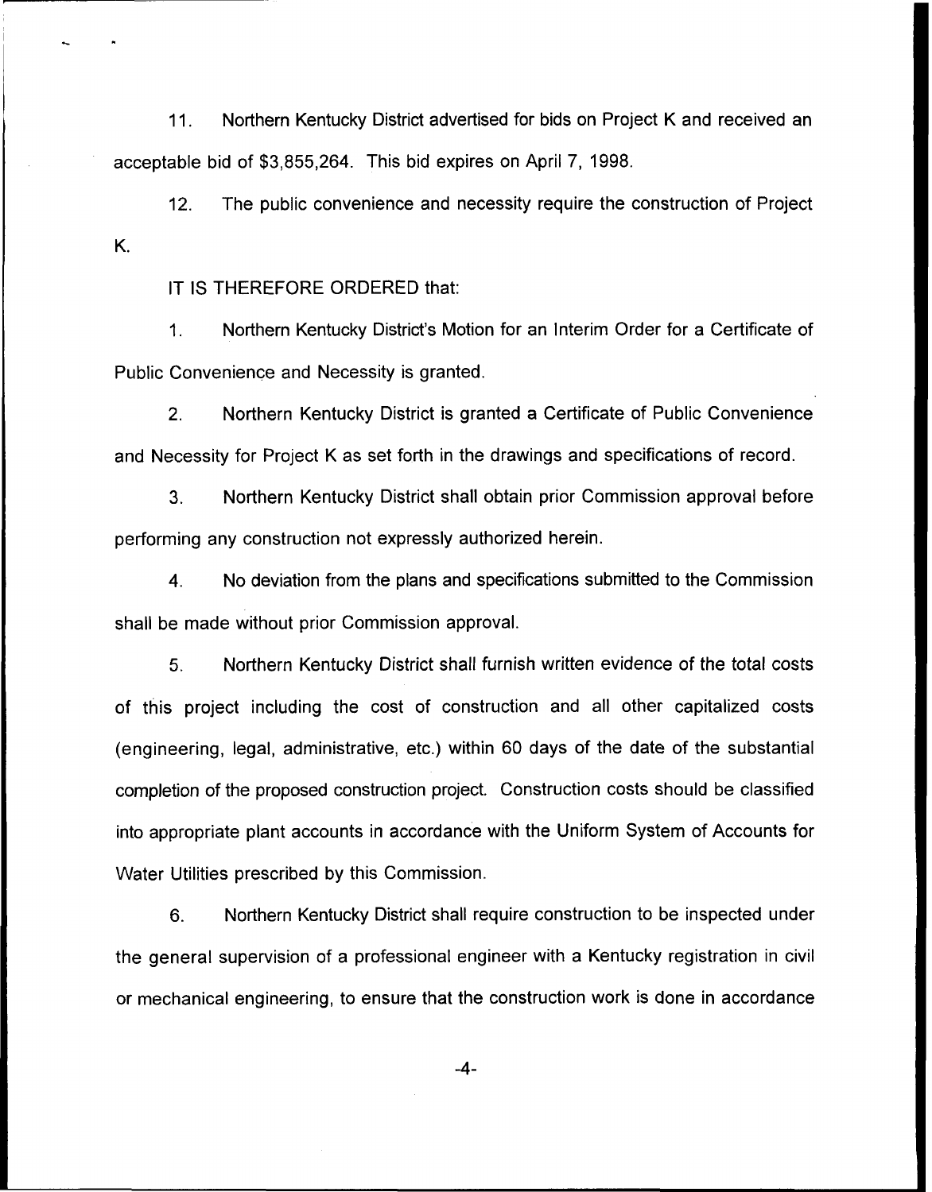11. Northern Kentucky District advertised for bids on Project K and received an acceptable bid of $3,855,264. This bid expires on April 7, 1998.

12. The public convenience and necessity require the construction of Project K.

IT IS THEREFORE ORDERED that:

1. Northern Kentucky District's Motion for an Interim Order for a Certificate of Public Convenience and Necessity is granted.

2. Northern Kentucky District is granted a Certificate of Public Convenience and Necessity for Project K as set forth in the drawings and specifications of record.

3. Northern Kentucky District shall obtain prior Commission approval before performing any construction not expressly authorized herein.

4. No deviation from the plans and specifications submitted to the Commission shall be made without prior Commission approval.

5. Northern Kentucky District shall furnish written evidence of the total costs of this project including the cost of construction and all other capitalized costs (engineering, legal, administrative, etc.) within 60 days of the date of the substantial completion of the proposed construction project. Construction costs should be classified into appropriate plant accounts in accordance with the Uniform System of Accounts for Water Utilities prescribed by this Commission.

6. Northern Kentucky District shall require construction to be inspected under the general supervision of a professional engineer with a Kentucky registration in civil or mechanical engineering, to ensure that the construction work is done in accordance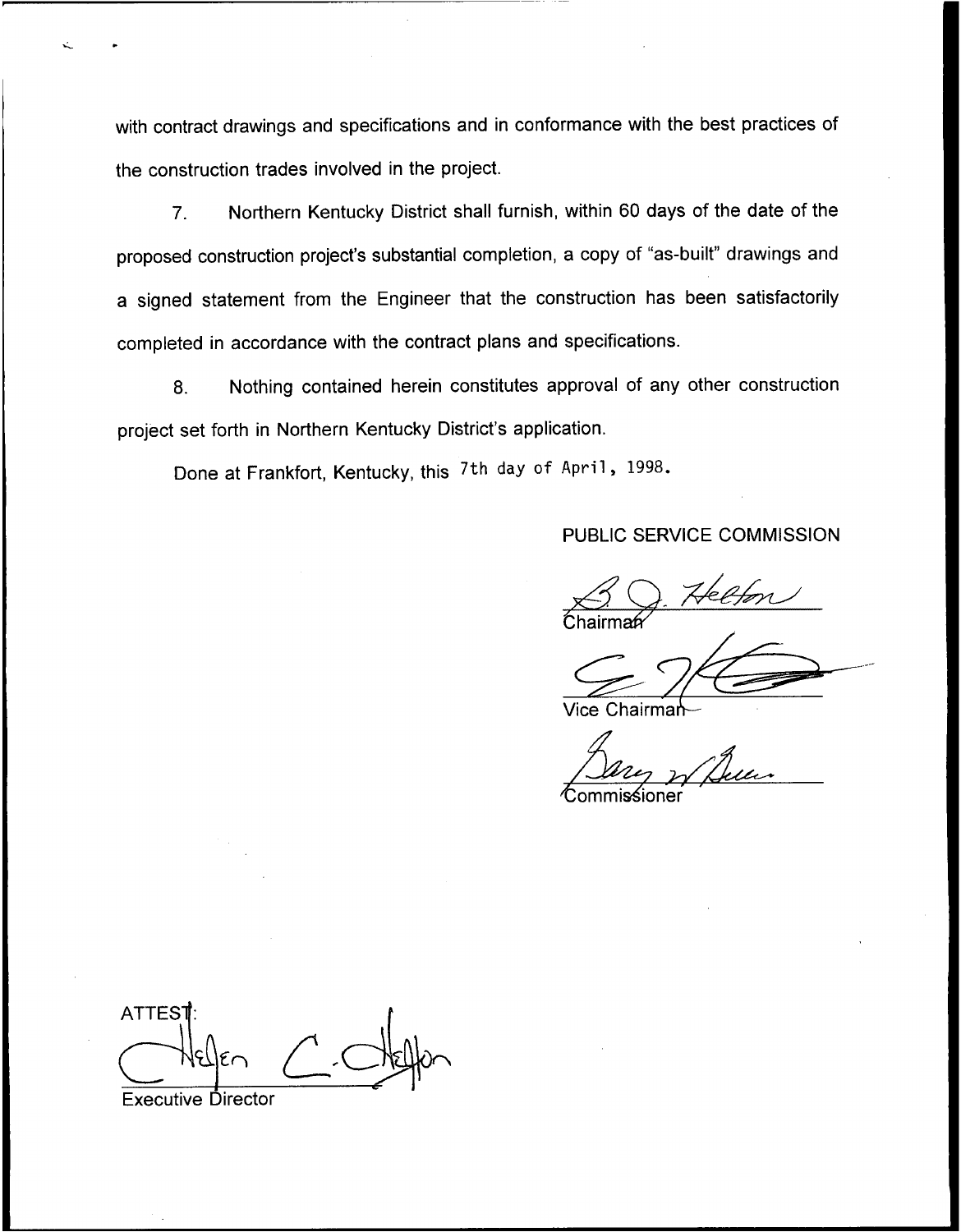with contract drawings and specifications and in conformance with the best practices of the construction trades involved in the project.

7. Northern Kentucky District shall furnish, within 60 days of the date of the proposed construction project's substantial completion, a copy of "as-built" drawings and a signed statement from the Engineer that the construction has been satisfactorily completed in accordance with the contract plans and specifications.

8. Nothing contained herein constitutes approval of any other construction project set forth in Northern Kentucky District's application.

Done at Frankfort, Kentucky, this 7th day of April, 1998.

PUBLIC SERVICE COMMISSION

Chairman

Vice Chairman

Commissioner

ATTEST:

Executive Director